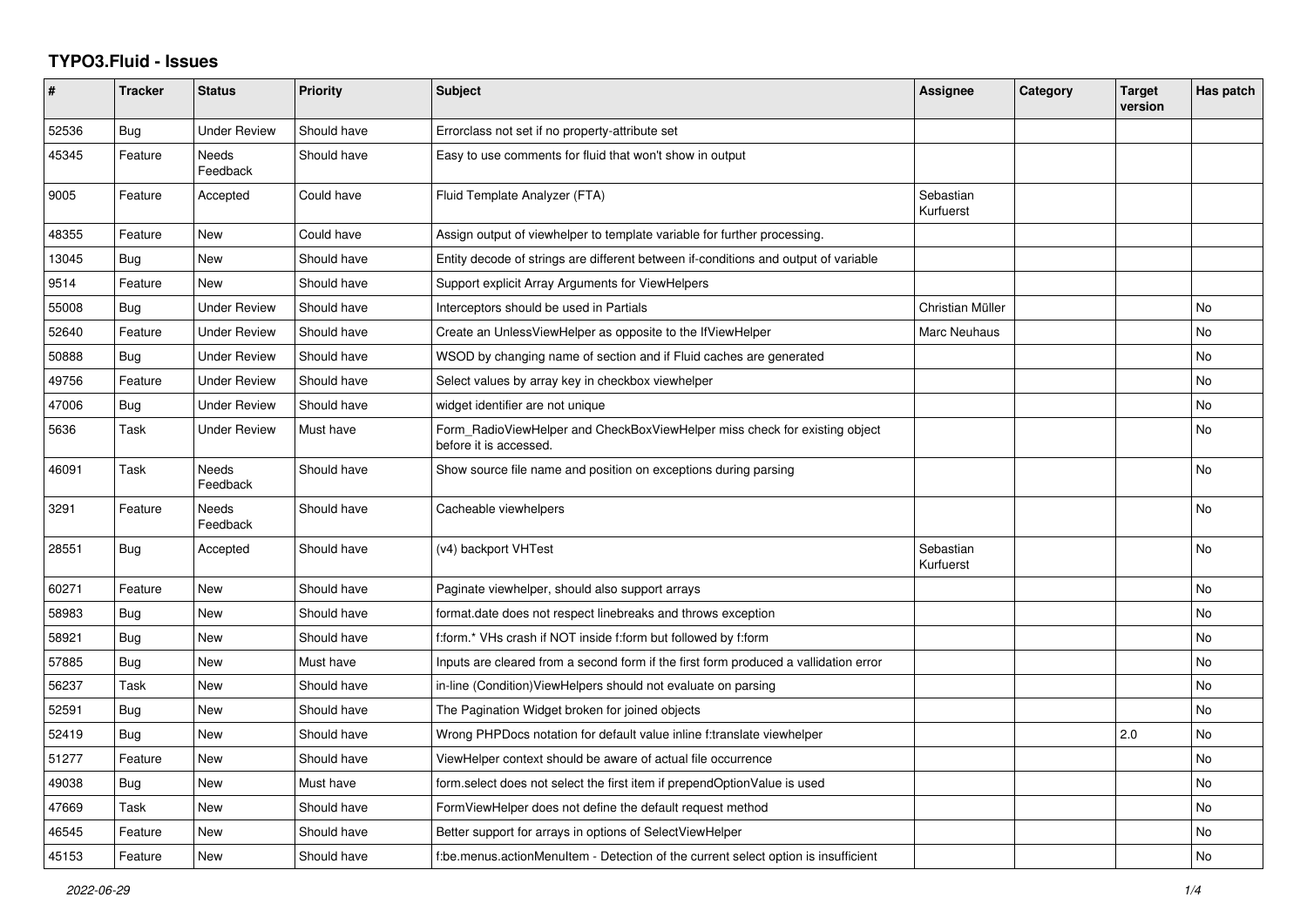# TYPO3.Fluid - Issues

| # | Tracker | Status | Priority | Subject | Assignee | Category | Target version | Has patch |
|---|---|---|---|---|---|---|---|---|
| 52536 | Bug | Under Review | Should have | Errorclass not set if no property-attribute set | | | | |
| 45345 | Feature | Needs Feedback | Should have | Easy to use comments for fluid that won't show in output | | | | |
| 9005 | Feature | Accepted | Could have | Fluid Template Analyzer (FTA) | Sebastian Kurfuerst | | | |
| 48355 | Feature | New | Could have | Assign output of viewhelper to template variable for further processing. | | | | |
| 13045 | Bug | New | Should have | Entity decode of strings are different between if-conditions and output of variable | | | | |
| 9514 | Feature | New | Should have | Support explicit Array Arguments for ViewHelpers | | | | |
| 55008 | Bug | Under Review | Should have | Interceptors should be used in Partials | Christian Müller | | | No |
| 52640 | Feature | Under Review | Should have | Create an UnlessViewHelper as opposite to the IfViewHelper | Marc Neuhaus | | | No |
| 50888 | Bug | Under Review | Should have | WSOD by changing name of section and if Fluid caches are generated | | | | No |
| 49756 | Feature | Under Review | Should have | Select values by array key in checkbox viewhelper | | | | No |
| 47006 | Bug | Under Review | Should have | widget identifier are not unique | | | | No |
| 5636 | Task | Under Review | Must have | Form_RadioViewHelper and CheckBoxViewHelper miss check for existing object before it is accessed. | | | | No |
| 46091 | Task | Needs Feedback | Should have | Show source file name and position on exceptions during parsing | | | | No |
| 3291 | Feature | Needs Feedback | Should have | Cacheable viewhelpers | | | | No |
| 28551 | Bug | Accepted | Should have | (v4) backport VHTest | Sebastian Kurfuerst | | | No |
| 60271 | Feature | New | Should have | Paginate viewhelper, should also support arrays | | | | No |
| 58983 | Bug | New | Should have | format.date does not respect linebreaks and throws exception | | | | No |
| 58921 | Bug | New | Should have | f:form.* VHs crash if NOT inside f:form but followed by f:form | | | | No |
| 57885 | Bug | New | Must have | Inputs are cleared from a second form if the first form produced a vallidation error | | | | No |
| 56237 | Task | New | Should have | in-line (Condition)ViewHelpers should not evaluate on parsing | | | | No |
| 52591 | Bug | New | Should have | The Pagination Widget broken for joined objects | | | | No |
| 52419 | Bug | New | Should have | Wrong PHPDocs notation for default value inline f:translate viewhelper | | | 2.0 | No |
| 51277 | Feature | New | Should have | ViewHelper context should be aware of actual file occurrence | | | | No |
| 49038 | Bug | New | Must have | form.select does not select the first item if prependOptionValue is used | | | | No |
| 47669 | Task | New | Should have | FormViewHelper does not define the default request method | | | | No |
| 46545 | Feature | New | Should have | Better support for arrays in options of SelectViewHelper | | | | No |
| 45153 | Feature | New | Should have | f:be.menus.actionMenuItem - Detection of the current select option is insufficient | | | | No |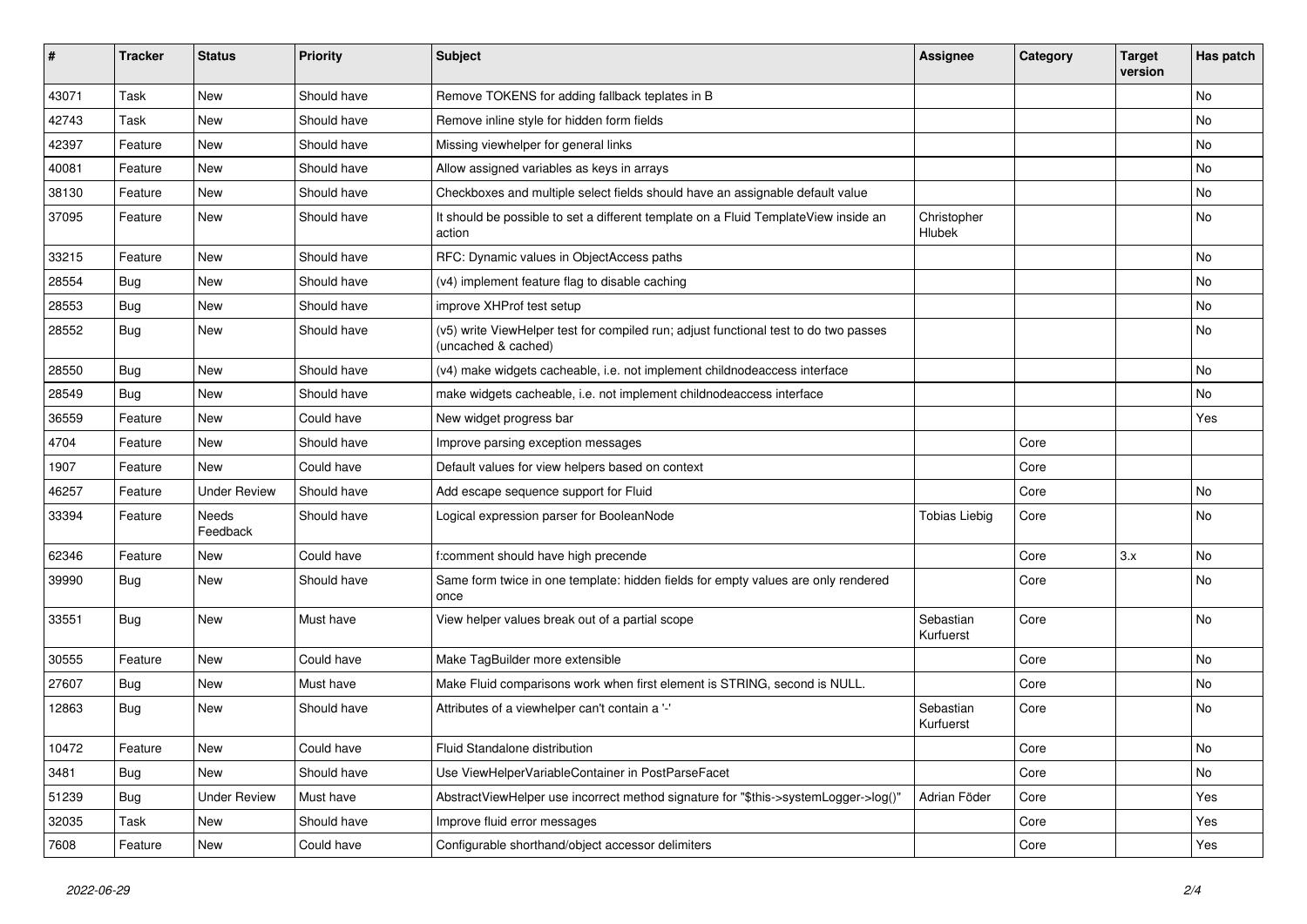| # | Tracker | Status | Priority | Subject | Assignee | Category | Target version | Has patch |
|---|---|---|---|---|---|---|---|---|
| 43071 | Task | New | Should have | Remove TOKENS for adding fallback teplates in B | | | | No |
| 42743 | Task | New | Should have | Remove inline style for hidden form fields | | | | No |
| 42397 | Feature | New | Should have | Missing viewhelper for general links | | | | No |
| 40081 | Feature | New | Should have | Allow assigned variables as keys in arrays | | | | No |
| 38130 | Feature | New | Should have | Checkboxes and multiple select fields should have an assignable default value | | | | No |
| 37095 | Feature | New | Should have | It should be possible to set a different template on a Fluid TemplateView inside an action | Christopher Hlubek | | | No |
| 33215 | Feature | New | Should have | RFC: Dynamic values in ObjectAccess paths | | | | No |
| 28554 | Bug | New | Should have | (v4) implement feature flag to disable caching | | | | No |
| 28553 | Bug | New | Should have | improve XHProf test setup | | | | No |
| 28552 | Bug | New | Should have | (v5) write ViewHelper test for compiled run; adjust functional test to do two passes (uncached & cached) | | | | No |
| 28550 | Bug | New | Should have | (v4) make widgets cacheable, i.e. not implement childnodeaccess interface | | | | No |
| 28549 | Bug | New | Should have | make widgets cacheable, i.e. not implement childnodeaccess interface | | | | No |
| 36559 | Feature | New | Could have | New widget progress bar | | | | Yes |
| 4704 | Feature | New | Should have | Improve parsing exception messages | | Core | | |
| 1907 | Feature | New | Could have | Default values for view helpers based on context | | Core | | |
| 46257 | Feature | Under Review | Should have | Add escape sequence support for Fluid | | Core | | No |
| 33394 | Feature | Needs Feedback | Should have | Logical expression parser for BooleanNode | Tobias Liebig | Core | | No |
| 62346 | Feature | New | Could have | f:comment should have high precende | | Core | 3.x | No |
| 39990 | Bug | New | Should have | Same form twice in one template: hidden fields for empty values are only rendered once | | Core | | No |
| 33551 | Bug | New | Must have | View helper values break out of a partial scope | Sebastian Kurfuerst | Core | | No |
| 30555 | Feature | New | Could have | Make TagBuilder more extensible | | Core | | No |
| 27607 | Bug | New | Must have | Make Fluid comparisons work when first element is STRING, second is NULL. | | Core | | No |
| 12863 | Bug | New | Should have | Attributes of a viewhelper can't contain a '-' | Sebastian Kurfuerst | Core | | No |
| 10472 | Feature | New | Could have | Fluid Standalone distribution | | Core | | No |
| 3481 | Bug | New | Should have | Use ViewHelperVariableContainer in PostParseFacet | | Core | | No |
| 51239 | Bug | Under Review | Must have | AbstractViewHelper use incorrect method signature for "$this->systemLogger->log()" | Adrian Föder | Core | | Yes |
| 32035 | Task | New | Should have | Improve fluid error messages | | Core | | Yes |
| 7608 | Feature | New | Could have | Configurable shorthand/object accessor delimiters | | Core | | Yes |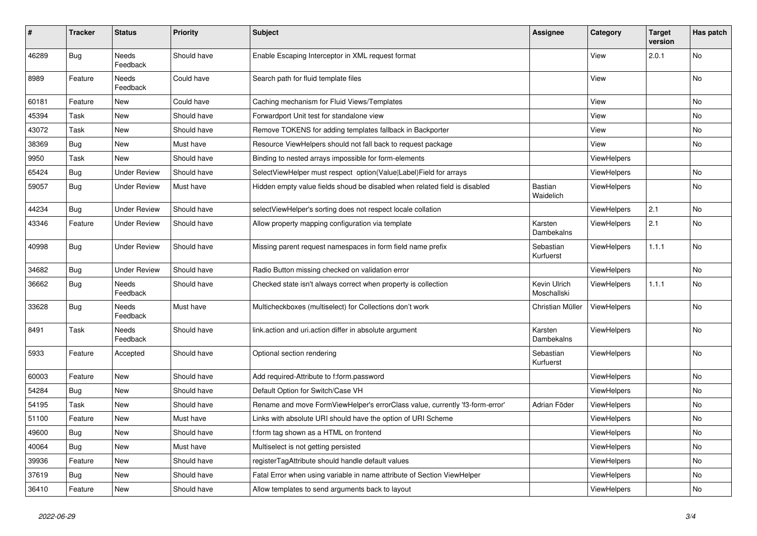| # | Tracker | Status | Priority | Subject | Assignee | Category | Target version | Has patch |
|---|---|---|---|---|---|---|---|---|
| 46289 | Bug | Needs Feedback | Should have | Enable Escaping Interceptor in XML request format | | View | 2.0.1 | No |
| 8989 | Feature | Needs Feedback | Could have | Search path for fluid template files | | View | | No |
| 60181 | Feature | New | Could have | Caching mechanism for Fluid Views/Templates | | View | | No |
| 45394 | Task | New | Should have | Forwardport Unit test for standalone view | | View | | No |
| 43072 | Task | New | Should have | Remove TOKENS for adding templates fallback in Backporter | | View | | No |
| 38369 | Bug | New | Must have | Resource ViewHelpers should not fall back to request package | | View | | No |
| 9950 | Task | New | Should have | Binding to nested arrays impossible for form-elements | | ViewHelpers | | |
| 65424 | Bug | Under Review | Should have | SelectViewHelper must respect option(Value\|Label)Field for arrays | | ViewHelpers | | No |
| 59057 | Bug | Under Review | Must have | Hidden empty value fields shoud be disabled when related field is disabled | Bastian Waidelich | ViewHelpers | | No |
| 44234 | Bug | Under Review | Should have | selectViewHelper's sorting does not respect locale collation | | ViewHelpers | 2.1 | No |
| 43346 | Feature | Under Review | Should have | Allow property mapping configuration via template | Karsten Dambekalns | ViewHelpers | 2.1 | No |
| 40998 | Bug | Under Review | Should have | Missing parent request namespaces in form field name prefix | Sebastian Kurfuerst | ViewHelpers | 1.1.1 | No |
| 34682 | Bug | Under Review | Should have | Radio Button missing checked on validation error | | ViewHelpers | | No |
| 36662 | Bug | Needs Feedback | Should have | Checked state isn't always correct when property is collection | Kevin Ulrich Moschallski | ViewHelpers | 1.1.1 | No |
| 33628 | Bug | Needs Feedback | Must have | Multicheckboxes (multiselect) for Collections don't work | Christian Müller | ViewHelpers | | No |
| 8491 | Task | Needs Feedback | Should have | link.action and uri.action differ in absolute argument | Karsten Dambekalns | ViewHelpers | | No |
| 5933 | Feature | Accepted | Should have | Optional section rendering | Sebastian Kurfuerst | ViewHelpers | | No |
| 60003 | Feature | New | Should have | Add required-Attribute to f:form.password | | ViewHelpers | | No |
| 54284 | Bug | New | Should have | Default Option for Switch/Case VH | | ViewHelpers | | No |
| 54195 | Task | New | Should have | Rename and move FormViewHelper's errorClass value, currently 'f3-form-error' | Adrian Föder | ViewHelpers | | No |
| 51100 | Feature | New | Must have | Links with absolute URI should have the option of URI Scheme | | ViewHelpers | | No |
| 49600 | Bug | New | Should have | f:form tag shown as a HTML on frontend | | ViewHelpers | | No |
| 40064 | Bug | New | Must have | Multiselect is not getting persisted | | ViewHelpers | | No |
| 39936 | Feature | New | Should have | registerTagAttribute should handle default values | | ViewHelpers | | No |
| 37619 | Bug | New | Should have | Fatal Error when using variable in name attribute of Section ViewHelper | | ViewHelpers | | No |
| 36410 | Feature | New | Should have | Allow templates to send arguments back to layout | | ViewHelpers | | No |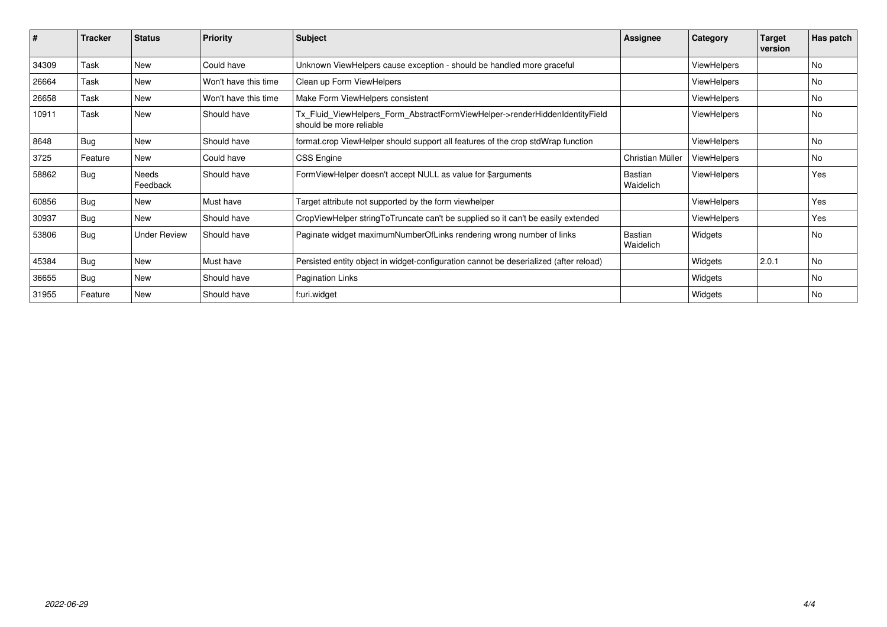| # | Tracker | Status | Priority | Subject | Assignee | Category | Target version | Has patch |
|---|---|---|---|---|---|---|---|---|
| 34309 | Task | New | Could have | Unknown ViewHelpers cause exception - should be handled more graceful | | ViewHelpers | | No |
| 26664 | Task | New | Won't have this time | Clean up Form ViewHelpers | | ViewHelpers | | No |
| 26658 | Task | New | Won't have this time | Make Form ViewHelpers consistent | | ViewHelpers | | No |
| 10911 | Task | New | Should have | Tx_Fluid_ViewHelpers_Form_AbstractFormViewHelper->renderHiddenIdentityField should be more reliable | | ViewHelpers | | No |
| 8648 | Bug | New | Should have | format.crop ViewHelper should support all features of the crop stdWrap function | | ViewHelpers | | No |
| 3725 | Feature | New | Could have | CSS Engine | Christian Müller | ViewHelpers | | No |
| 58862 | Bug | Needs Feedback | Should have | FormViewHelper doesn't accept NULL as value for $arguments | Bastian Waidelich | ViewHelpers | | Yes |
| 60856 | Bug | New | Must have | Target attribute not supported by the form viewhelper | | ViewHelpers | | Yes |
| 30937 | Bug | New | Should have | CropViewHelper stringToTruncate can't be supplied so it can't be easily extended | | ViewHelpers | | Yes |
| 53806 | Bug | Under Review | Should have | Paginate widget maximumNumberOfLinks rendering wrong number of links | Bastian Waidelich | Widgets | | No |
| 45384 | Bug | New | Must have | Persisted entity object in widget-configuration cannot be deserialized (after reload) | | Widgets | 2.0.1 | No |
| 36655 | Bug | New | Should have | Pagination Links | | Widgets | | No |
| 31955 | Feature | New | Should have | f:uri.widget | | Widgets | | No |